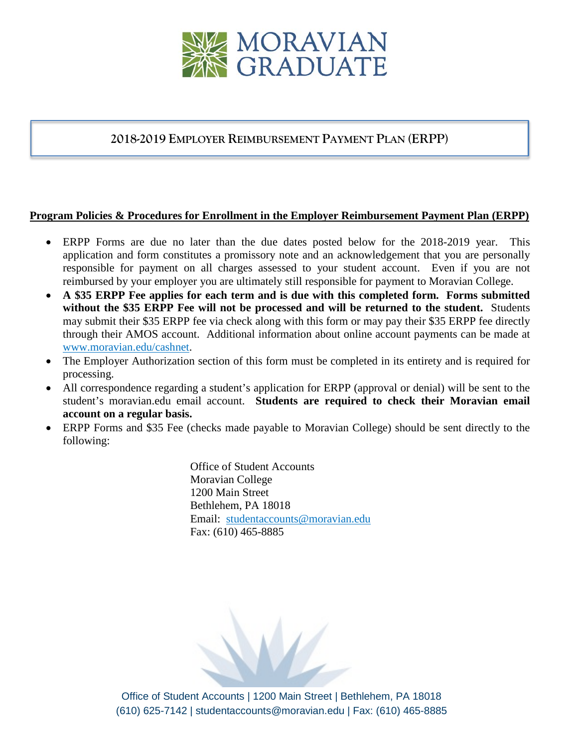# MORAVIAN GRADUATE

## 2018-2019 Employer Reimbursement Payment Plan (ERPP)

**Program Policies & Procedures for Enrollment in the Employer Reimbursement Payment Plan (ERPP)**

- ERPP Forms are due no later than the due dates posted below for the 2018-2019 year. This application and form constitutes a promissory note and an acknowledgement that you are personally responsible for payment on all charges assessed to your student account. Even if you are not reimbursed by your employer you are ultimately still responsible for payment to Moravian College.
- **A $35 ERPP Fee applies for each term and is due with this completed form. Forms submitted without the $35 ERPP Fee will not be processed and will be returned to the student.** Students may submit their $35 ERPP fee via check along with this form or may pay their $35 ERPP fee directly through their AMOS account. Additional information about online account payments can be made at www.moravian.edu/cashnet.
- The Employer Authorization section of this form must be completed in its entirety and is required for processing.
- All correspondence regarding a student's application for ERPP (approval or denial) will be sent to the student's moravian.edu email account. **Students are required to check their Moravian email account on a regular basis.**
- ERPP Forms and $35 Fee (checks made payable to Moravian College) should be sent directly to the following:

Office of Student Accounts
Moravian College
1200 Main Street
Bethlehem, PA 18018
Email: studentaccounts@moravian.edu
Fax: (610) 465-8885

Office of Student Accounts | 1200 Main Street | Bethlehem, PA 18018
(610) 625-7142 | studentaccounts@moravian.edu | Fax: (610) 465-8885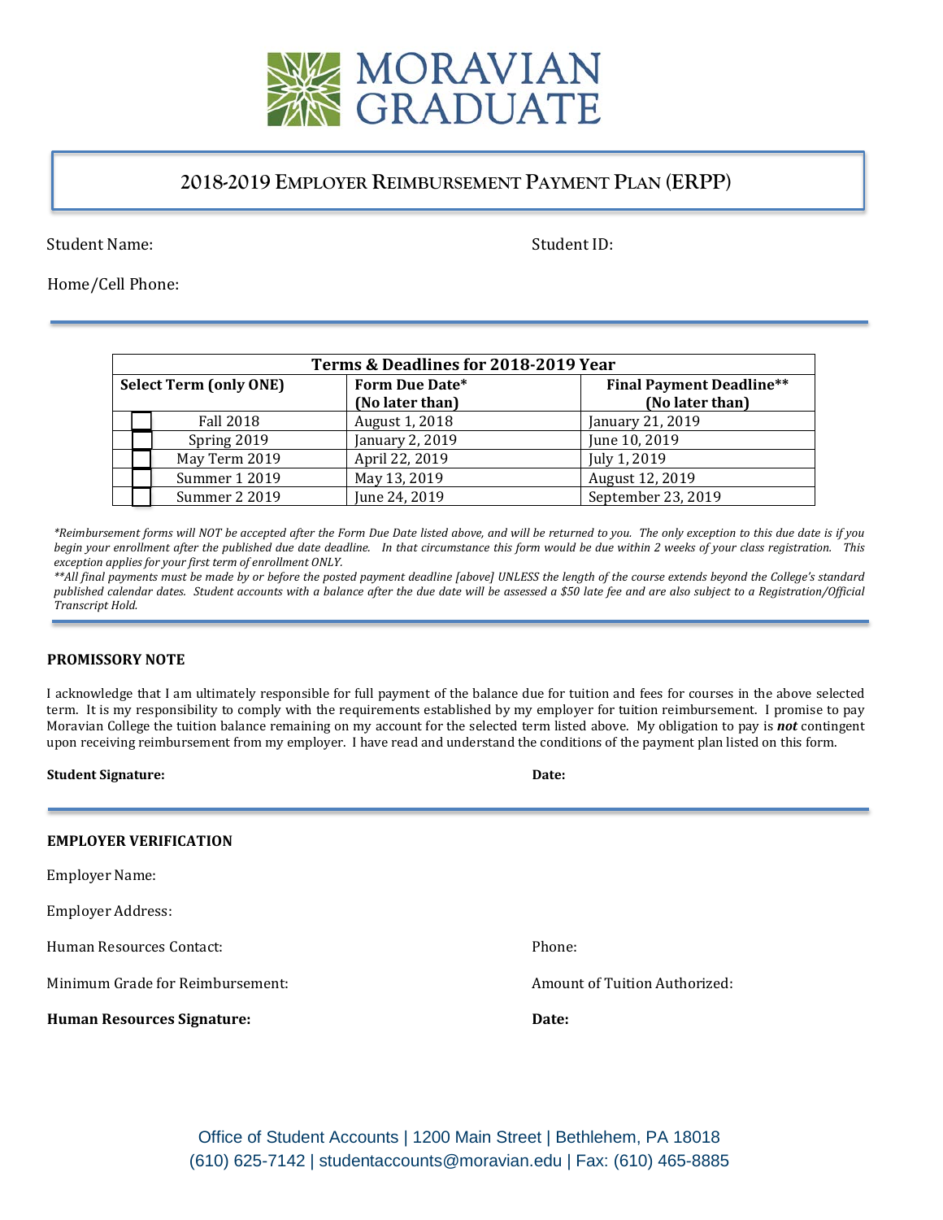# MORAVIAN GRADUATE

## 2018-2019 EMPLOYER REIMBURSEMENT PAYMENT PLAN (ERPP)

Student Name: Student ID:

Home/Cell Phone:

| Terms & Deadlines for 2018-2019 Year | | |
|---|---|---|
| **Select Term (only ONE)** | **Form Due Date\* (No later than)** | **Final Payment Deadline\*\* (No later than)** |
| ☐ Fall 2018 | August 1, 2018 | January 21, 2019 |
| ☐ Spring 2019 | January 2, 2019 | June 10, 2019 |
| ☐ May Term 2019 | April 22, 2019 | July 1, 2019 |
| ☐ Summer 1 2019 | May 13, 2019 | August 12, 2019 |
| ☐ Summer 2 2019 | June 24, 2019 | September 23, 2019 |

*\*Reimbursement forms will NOT be accepted after the Form Due Date listed above, and will be returned to you. The only exception to this due date is if you begin your enrollment after the published due date deadline. In that circumstance this form would be due within 2 weeks of your class registration. This exception applies for your first term of enrollment ONLY.*

*\*\*All final payments must be made by or before the posted payment deadline [above] UNLESS the length of the course extends beyond the College's standard published calendar dates. Student accounts with a balance after the due date will be assessed a $50 late fee and are also subject to a Registration/Official Transcript Hold.*

**PROMISSORY NOTE**

I acknowledge that I am ultimately responsible for full payment of the balance due for tuition and fees for courses in the above selected term. It is my responsibility to comply with the requirements established by my employer for tuition reimbursement. I promise to pay Moravian College the tuition balance remaining on my account for the selected term listed above. My obligation to pay is ***not*** contingent upon receiving reimbursement from my employer. I have read and understand the conditions of the payment plan listed on this form.

**Student Signature:** **Date:**

**EMPLOYER VERIFICATION**

Employer Name:

Employer Address:

Human Resources Contact: Phone:

Minimum Grade for Reimbursement: Amount of Tuition Authorized:

**Human Resources Signature:** **Date:**

Office of Student Accounts | 1200 Main Street | Bethlehem, PA 18018
(610) 625-7142 | studentaccounts@moravian.edu | Fax: (610) 465-8885